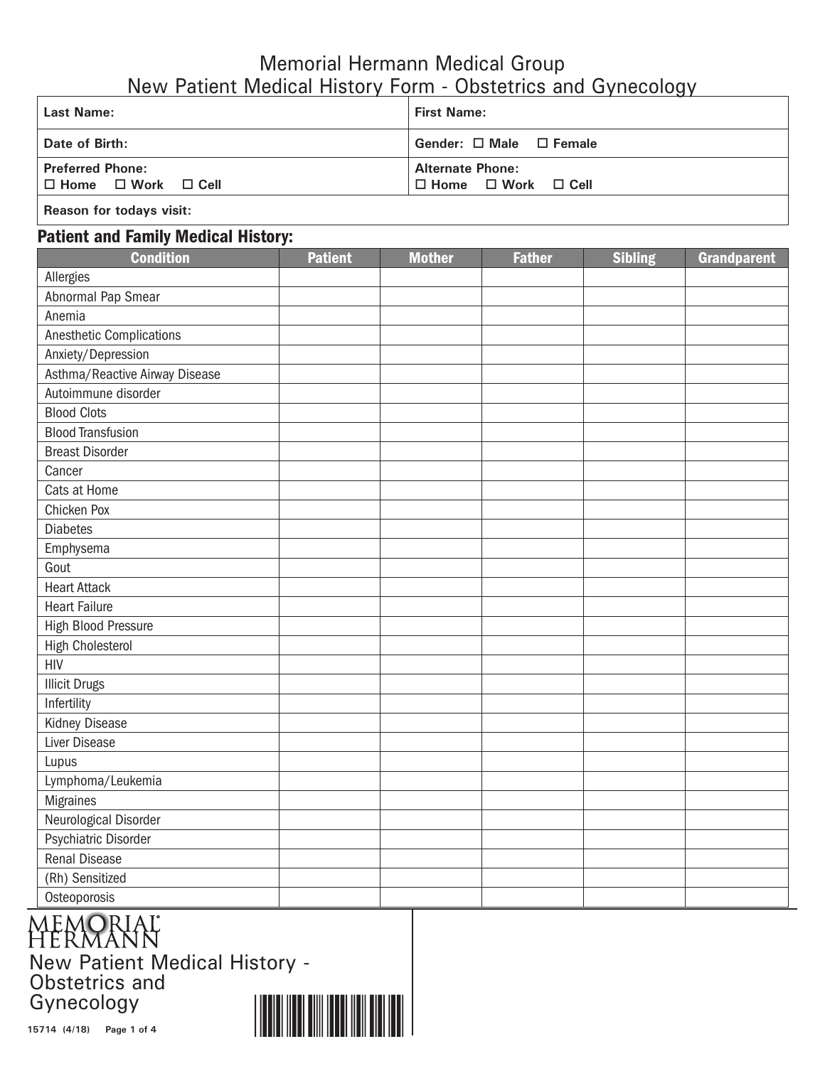# Memorial Hermann Medical Group
# New Patient Medical History Form - Obstetrics and Gynecology

| **Last Name:** | **First Name:** |
|---|---|
| **Date of Birth:** | **Gender:** ☐ **Male** ☐ **Female** |
| **Preferred Phone:** ☐ **Home** ☐ **Work** ☐ **Cell** | **Alternate Phone:** ☐ **Home** ☐ **Work** ☐ **Cell** |
| **Reason for todays visit:** | |

## Patient and Family Medical History:

| Condition | Patient | Mother | Father | Sibling | Grandparent |
|---|---|---|---|---|---|
| Allergies | | | | | |
| Abnormal Pap Smear | | | | | |
| Anemia | | | | | |
| Anesthetic Complications | | | | | |
| Anxiety/Depression | | | | | |
| Asthma/Reactive Airway Disease | | | | | |
| Autoimmune disorder | | | | | |
| Blood Clots | | | | | |
| Blood Transfusion | | | | | |
| Breast Disorder | | | | | |
| Cancer | | | | | |
| Cats at Home | | | | | |
| Chicken Pox | | | | | |
| Diabetes | | | | | |
| Emphysema | | | | | |
| Gout | | | | | |
| Heart Attack | | | | | |
| Heart Failure | | | | | |
| High Blood Pressure | | | | | |
| High Cholesterol | | | | | |
| HIV | | | | | |
| Illicit Drugs | | | | | |
| Infertility | | | | | |
| Kidney Disease | | | | | |
| Liver Disease | | | | | |
| Lupus | | | | | |
| Lymphoma/Leukemia | | | | | |
| Migraines | | | | | |
| Neurological Disorder | | | | | |
| Psychiatric Disorder | | | | | |
| Renal Disease | | | | | |
| (Rh) Sensitized | | | | | |
| Osteoporosis | | | | | |

MEMORIAL HERMANN

New Patient Medical History - Obstetrics and Gynecology

15714 (4/18)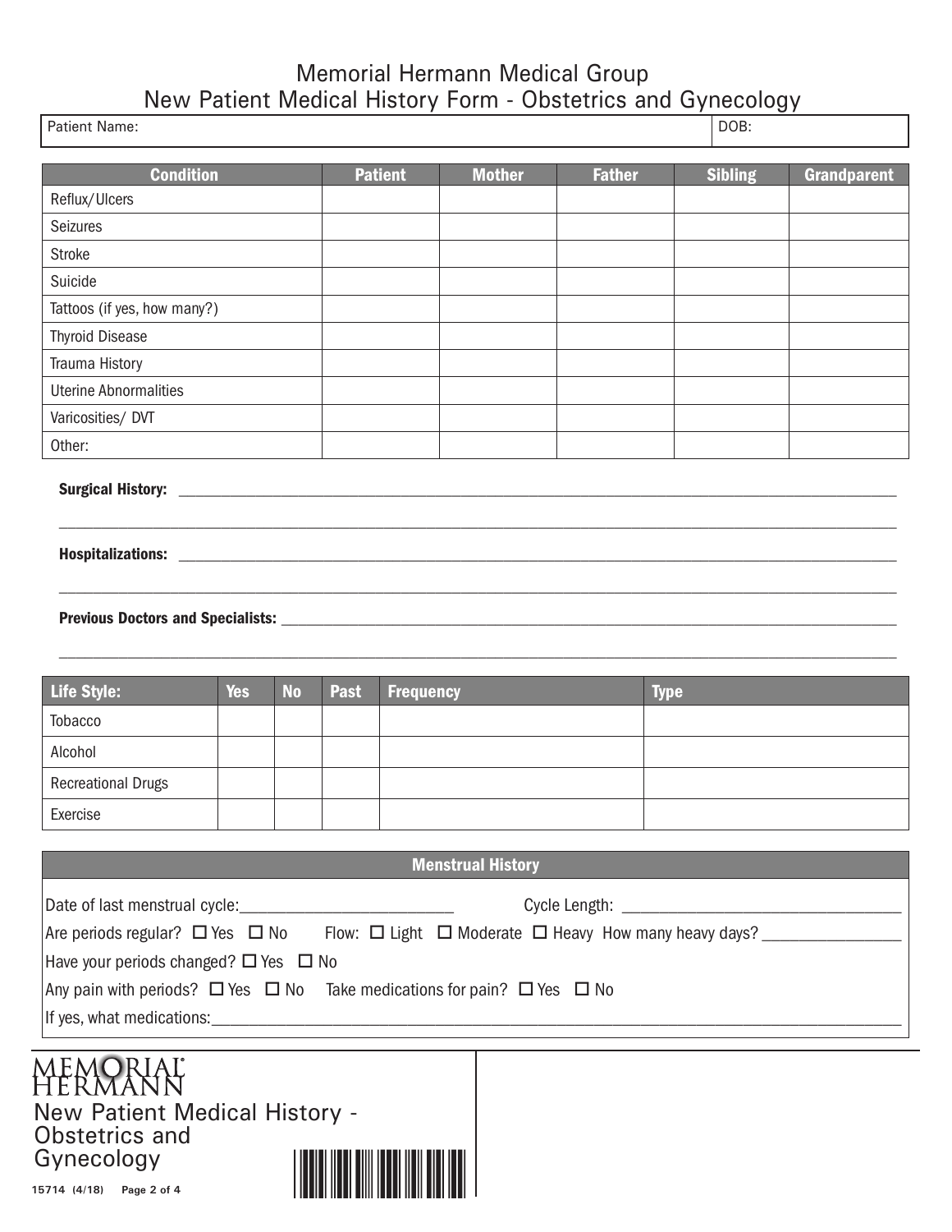Memorial Hermann Medical Group
New Patient Medical History Form - Obstetrics and Gynecology

| Patient Name: | DOB: |
|---|---|

| Condition | Patient | Mother | Father | Sibling | Grandparent |
|---|---|---|---|---|---|
| Reflux/Ulcers | | | | | |
| Seizures | | | | | |
| Stroke | | | | | |
| Suicide | | | | | |
| Tattoos (if yes, how many?) | | | | | |
| Thyroid Disease | | | | | |
| Trauma History | | | | | |
| Uterine Abnormalities | | | | | |
| Varicosities/ DVT | | | | | |
| Other: | | | | | |

**Surgical History:** ________________________________________________________________

________________________________________________________________

**Hospitalizations:** ________________________________________________________________

________________________________________________________________

**Previous Doctors and Specialists:** ________________________________________________________________

________________________________________________________________

| Life Style: | Yes | No | Past | Frequency | Type |
|---|---|---|---|---|---|
| Tobacco | | | | | |
| Alcohol | | | | | |
| Recreational Drugs | | | | | |
| Exercise | | | | | |

**Menstrual History**

Date of last menstrual cycle:_________________________ Cycle Length: _________________________

Are periods regular? ☐ Yes ☐ No Flow: ☐ Light ☐ Moderate ☐ Heavy How many heavy days? ________________

Have your periods changed? ☐ Yes ☐ No

Any pain with periods? ☐ Yes ☐ No Take medications for pain? ☐ Yes ☐ No

If yes, what medications:________________________________________________________________

MEMORIAL HERMANN
New Patient Medical History - Obstetrics and Gynecology

15714 (4/18)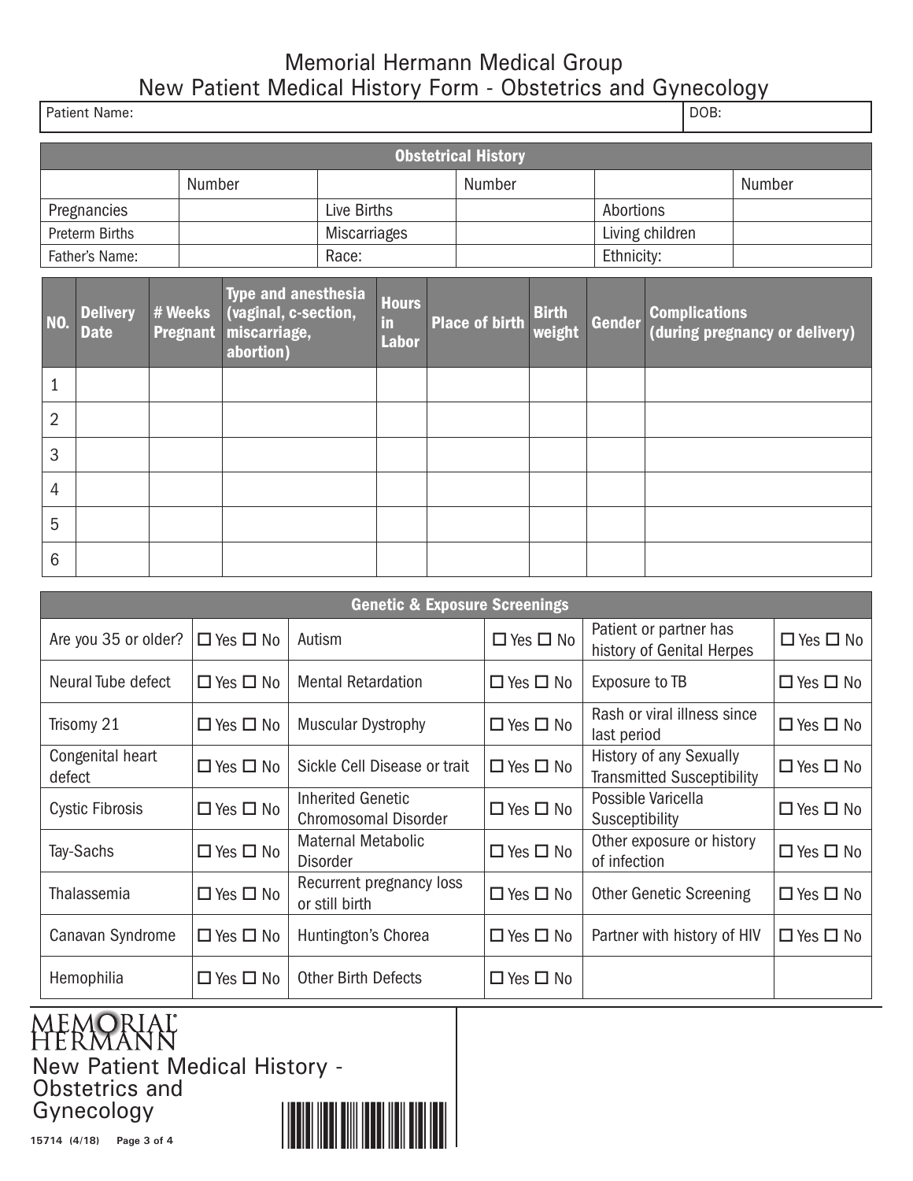# Memorial Hermann Medical Group
## New Patient Medical History Form - Obstetrics and Gynecology

| Patient Name: | DOB: |
|---|---|

## Obstetrical History

| | Number | | Number | | Number |
|---|---|---|---|---|---|
| Pregnancies | | Live Births | | Abortions | |
| Preterm Births | | Miscarriages | | Living children | |
| Father's Name: | | Race: | | Ethnicity: | |

| NO. | Delivery Date | # Weeks Pregnant | Type and anesthesia (vaginal, c-section, miscarriage, abortion) | Hours in Labor | Place of birth | Birth weight | Gender | Complications (during pregnancy or delivery) |
|---|---|---|---|---|---|---|---|---|
| 1 | | | | | | | | |
| 2 | | | | | | | | |
| 3 | | | | | | | | |
| 4 | | | | | | | | |
| 5 | | | | | | | | |
| 6 | | | | | | | | |

## Genetic & Exposure Screenings

| | | | | | |
|---|---|---|---|---|---|
| Are you 35 or older? | ☐ Yes ☐ No | Autism | ☐ Yes ☐ No | Patient or partner has history of Genital Herpes | ☐ Yes ☐ No |
| Neural Tube defect | ☐ Yes ☐ No | Mental Retardation | ☐ Yes ☐ No | Exposure to TB | ☐ Yes ☐ No |
| Trisomy 21 | ☐ Yes ☐ No | Muscular Dystrophy | ☐ Yes ☐ No | Rash or viral illness since last period | ☐ Yes ☐ No |
| Congenital heart defect | ☐ Yes ☐ No | Sickle Cell Disease or trait | ☐ Yes ☐ No | History of any Sexually Transmitted Susceptibility | ☐ Yes ☐ No |
| Cystic Fibrosis | ☐ Yes ☐ No | Inherited Genetic Chromosomal Disorder | ☐ Yes ☐ No | Possible Varicella Susceptibility | ☐ Yes ☐ No |
| Tay-Sachs | ☐ Yes ☐ No | Maternal Metabolic Disorder | ☐ Yes ☐ No | Other exposure or history of infection | ☐ Yes ☐ No |
| Thalassemia | ☐ Yes ☐ No | Recurrent pregnancy loss or still birth | ☐ Yes ☐ No | Other Genetic Screening | ☐ Yes ☐ No |
| Canavan Syndrome | ☐ Yes ☐ No | Huntington's Chorea | ☐ Yes ☐ No | Partner with history of HIV | ☐ Yes ☐ No |
| Hemophilia | ☐ Yes ☐ No | Other Birth Defects | ☐ Yes ☐ No | | |

MEMORIAL HERMANN

New Patient Medical History - Obstetrics and Gynecology

15714 (4/18)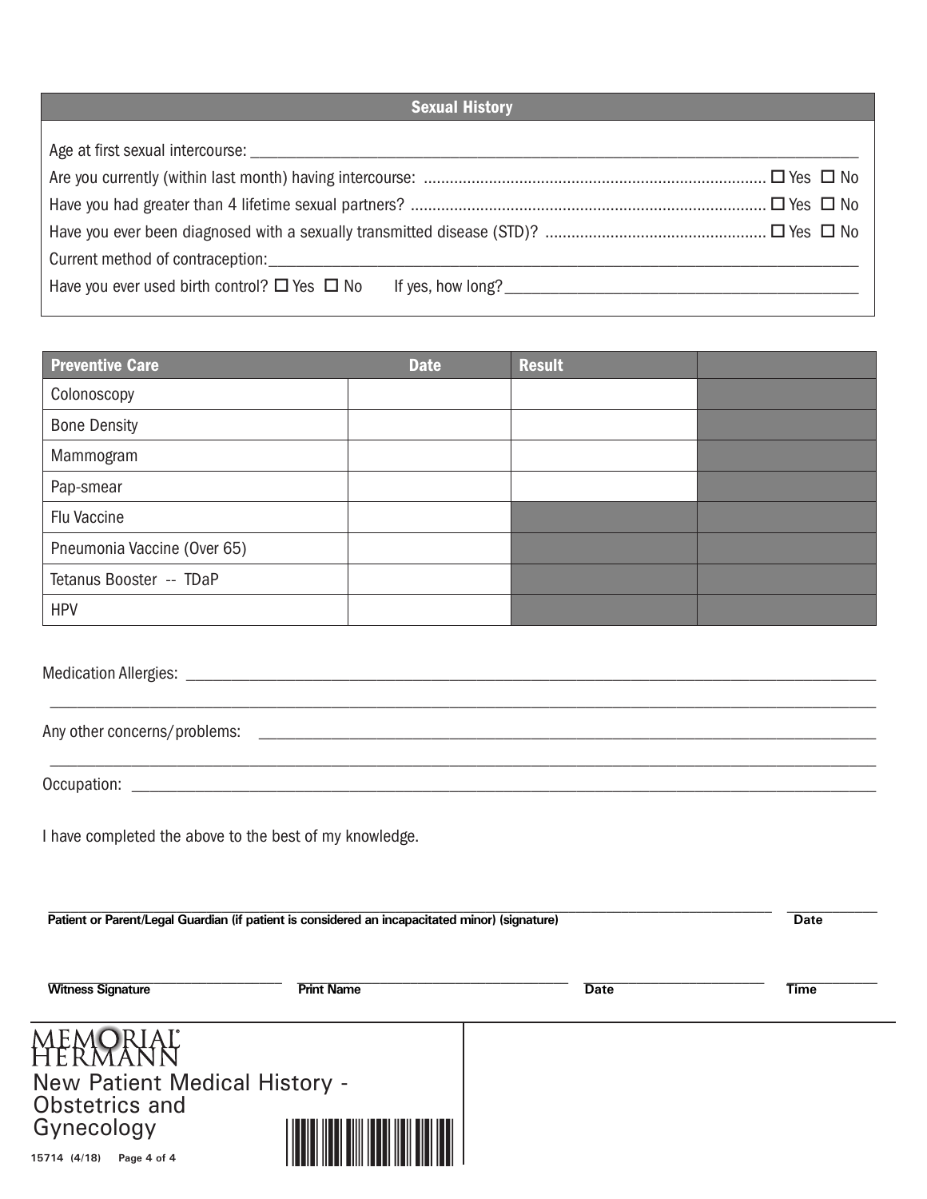## Sexual History

Age at first sexual intercourse: ______________________________

Are you currently (within last month) having intercourse: ☐ Yes ☐ No

Have you had greater than 4 lifetime sexual partners? ☐ Yes ☐ No

Have you ever been diagnosed with a sexually transmitted disease (STD)? ☐ Yes ☐ No

Current method of contraception: ______________________________

Have you ever used birth control? ☐ Yes ☐ No If yes, how long? ______________________________

| Preventive Care | Date | Result | |
|---|---|---|---|
| Colonoscopy | | | |
| Bone Density | | | |
| Mammogram | | | |
| Pap-smear | | | |
| Flu Vaccine | | | |
| Pneumonia Vaccine (Over 65) | | | |
| Tetanus Booster -- TDaP | | | |
| HPV | | | |

Medication Allergies: ______________________________

______________________________

Any other concerns/problems: ______________________________

______________________________

Occupation: ______________________________

I have completed the above to the best of my knowledge.

______________________________ ____________

**Patient or Parent/Legal Guardian (if patient is considered an incapacitated minor) (signature)** **Date**

______________ ______________ ______________ ____________

**Witness Signature** **Print Name** **Date** **Time**

MEMORIAL HERMANN

New Patient Medical History - Obstetrics and Gynecology

15714 (4/18)